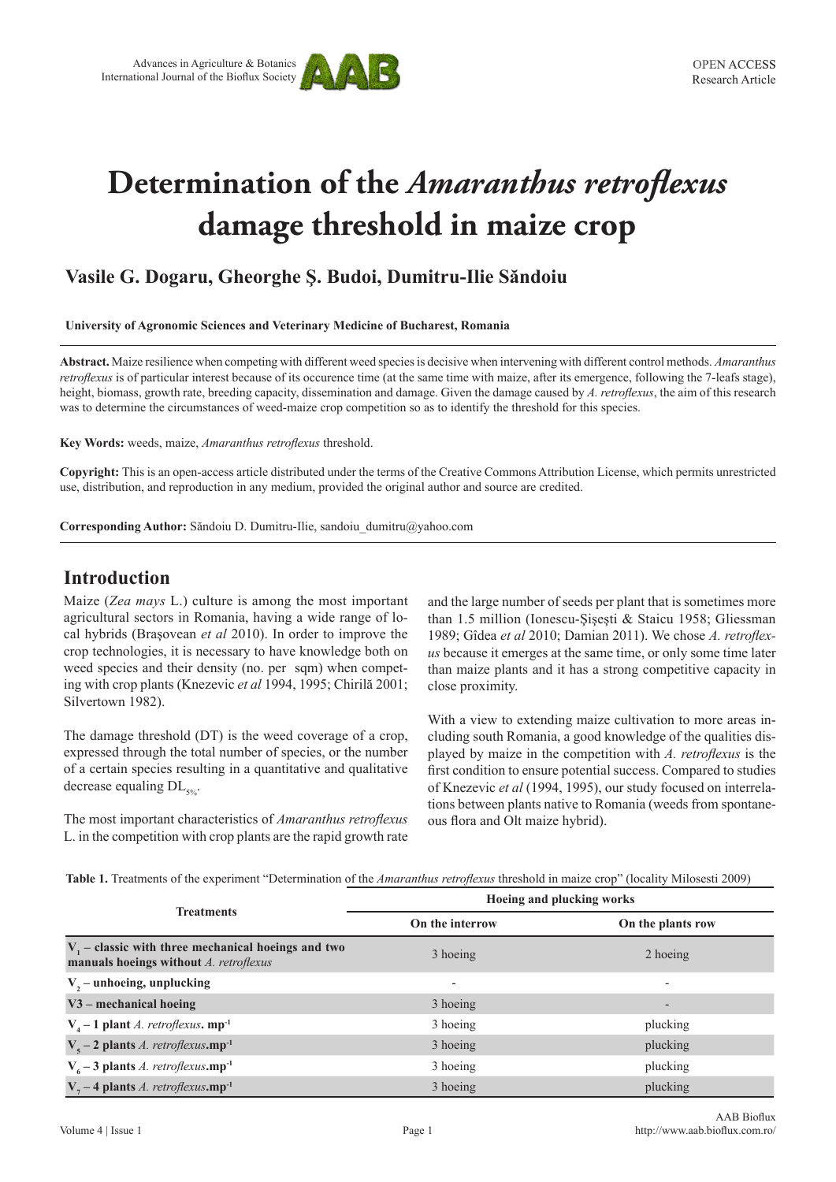# Determination of the *Amaranthus retroflexus* damage threshold in maize crop

**Vasile G. Dogaru, Gheorghe Ş. Budoi, Dumitru-Ilie Săndoiu**

**University of Agronomic Sciences and Veterinary Medicine of Bucharest, Romania**

**Abstract.** Maize resilience when competing with different weed species is decisive when intervening with different control methods. *Amaranthus retroflexus* is of particular interest because of its occurence time (at the same time with maize, after its emergence, following the 7-leafs stage), height, biomass, growth rate, breeding capacity, dissemination and damage. Given the damage caused by *A. retroflexus*, the aim of this research was to determine the circumstances of weed-maize crop competition so as to identify the threshold for this species.

**Key Words:** weeds, maize, *Amaranthus retroflexus* threshold.

**Copyright:** This is an open-access article distributed under the terms of the Creative Commons Attribution License, which permits unrestricted use, distribution, and reproduction in any medium, provided the original author and source are credited.

**Corresponding Author:** Săndoiu D. Dumitru-Ilie, sandoiu_dumitru@yahoo.com

## Introduction

Maize (*Zea mays* L.) culture is among the most important agricultural sectors in Romania, having a wide range of local hybrids (Braşovean *et al* 2010). In order to improve the crop technologies, it is necessary to have knowledge both on weed species and their density (no. per sqm) when competing with crop plants (Knezevic *et al* 1994, 1995; Chirilă 2001; Silvertown 1982).

The damage threshold (DT) is the weed coverage of a crop, expressed through the total number of species, or the number of a certain species resulting in a quantitative and qualitative decrease equaling $DL_{5\%}$.

The most important characteristics of *Amaranthus retroflexus* L. in the competition with crop plants are the rapid growth rate and the large number of seeds per plant that is sometimes more than 1.5 million (Ionescu-Şişeşti & Staicu 1958; Gliessman 1989; Gîdea *et al* 2010; Damian 2011). We chose *A. retroflexus* because it emerges at the same time, or only some time later than maize plants and it has a strong competitive capacity in close proximity.

With a view to extending maize cultivation to more areas including south Romania, a good knowledge of the qualities displayed by maize in the competition with *A. retroflexus* is the first condition to ensure potential success. Compared to studies of Knezevic *et al* (1994, 1995), our study focused on interrelations between plants native to Romania (weeds from spontaneous flora and Olt maize hybrid).

**Table 1.** Treatments of the experiment "Determination of the *Amaranthus retroflexus* threshold in maize crop" (locality Milosesti 2009)

| Treatments | Hoeing and plucking works | |
|---|---|---|
| | On the interrow | On the plants row |
| **$V_1$ – classic with three mechanical hoeings and two manuals hoeings without *A. retroflexus*** | 3 hoeing | 2 hoeing |
| **$V_2$ – unhoeing, unplucking** | - | - |
| **V3 – mechanical hoeing** | 3 hoeing | - |
| **$V_4$ – 1 plant *A. retroflexus*. $mp^{-1}$** | 3 hoeing | plucking |
| **$V_5$ – 2 plants *A. retroflexus*.$mp^{-1}$** | 3 hoeing | plucking |
| **$V_6$ – 3 plants *A. retroflexus*.$mp^{-1}$** | 3 hoeing | plucking |
| **$V_7$ – 4 plants *A. retroflexus*.$mp^{-1}$** | 3 hoeing | plucking |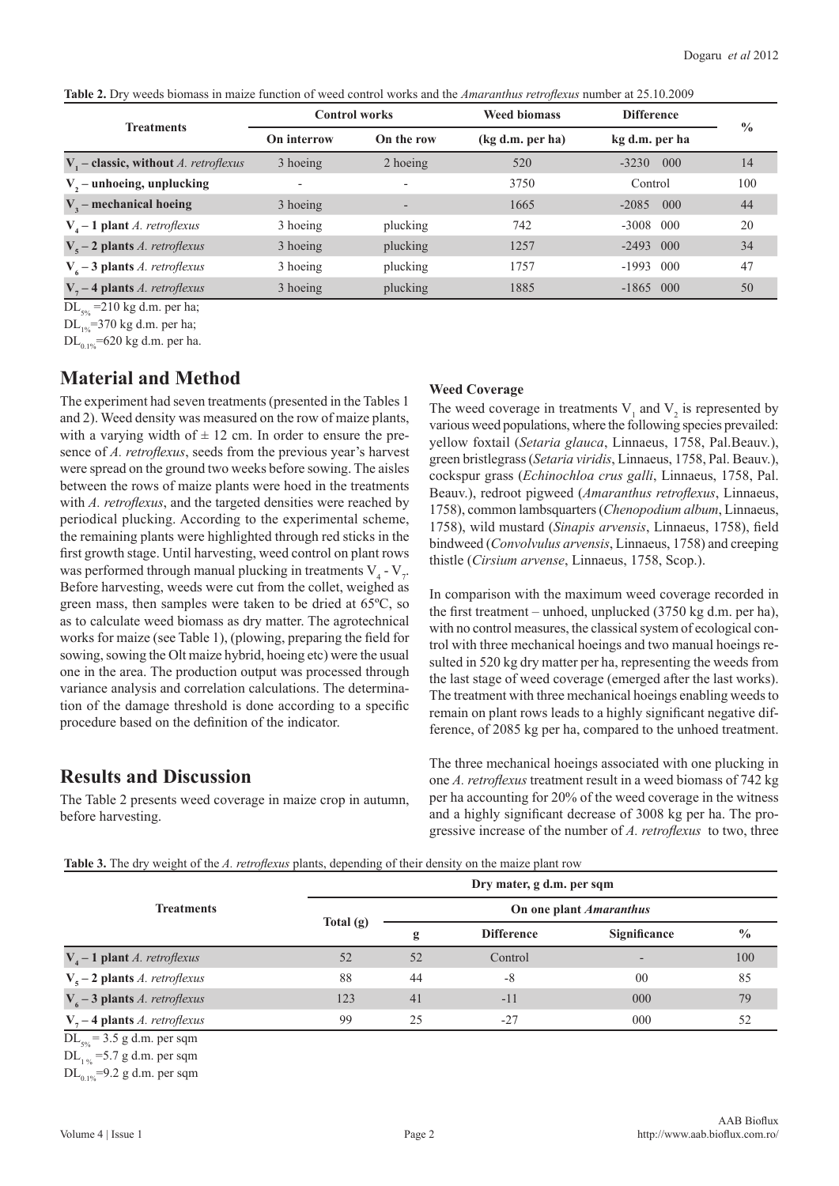**Table 2.** Dry weeds biomass in maize function of weed control works and the *Amaranthus retroflexus* number at 25.10.2009

| Treatments | Control works | | Weed biomass | Difference | % |
|---|---|---|---|---|---|
| | On interrow | On the row | (kg d.m. per ha) | kg d.m. per ha | |
| **$V_1$ – classic, without** ***A. retroflexus*** | 3 hoeing | 2 hoeing | 520 | -3230 000 | 14 |
| **$V_2$ – unhoeing, unplucking** | - | - | 3750 | Control | 100 |
| **$V_3$ – mechanical hoeing** | 3 hoeing | - | 1665 | -2085 000 | 44 |
| **$V_4$ – 1 plant** *A. retroflexus* | 3 hoeing | plucking | 742 | -3008 000 | 20 |
| **$V_5$ – 2 plants** *A. retroflexus* | 3 hoeing | plucking | 1257 | -2493 000 | 34 |
| **$V_6$ – 3 plants** *A. retroflexus* | 3 hoeing | plucking | 1757 | -1993 000 | 47 |
| **$V_7$ – 4 plants** *A. retroflexus* | 3 hoeing | plucking | 1885 | -1865 000 | 50 |

$DL_{5\%}$ =210 kg d.m. per ha;
$DL_{1\%}$=370 kg d.m. per ha;
$DL_{0.1\%}$=620 kg d.m. per ha.

## Material and Method

The experiment had seven treatments (presented in the Tables 1 and 2). Weed density was measured on the row of maize plants, with a varying width of ± 12 cm. In order to ensure the presence of *A. retroflexus*, seeds from the previous year's harvest were spread on the ground two weeks before sowing. The aisles between the rows of maize plants were hoed in the treatments with *A. retroflexus*, and the targeted densities were reached by periodical plucking. According to the experimental scheme, the remaining plants were highlighted through red sticks in the first growth stage. Until harvesting, weed control on plant rows was performed through manual plucking in treatments $V_4$ - $V_7$. Before harvesting, weeds were cut from the collet, weighed as green mass, then samples were taken to be dried at 65ºC, so as to calculate weed biomass as dry matter. The agrotechnical works for maize (see Table 1), (plowing, preparing the field for sowing, sowing the Olt maize hybrid, hoeing etc) were the usual one in the area. The production output was processed through variance analysis and correlation calculations. The determination of the damage threshold is done according to a specific procedure based on the definition of the indicator.

## Results and Discussion

The Table 2 presents weed coverage in maize crop in autumn, before harvesting.

### Weed Coverage

The weed coverage in treatments $V_1$ and $V_2$ is represented by various weed populations, where the following species prevailed: yellow foxtail (*Setaria glauca*, Linnaeus, 1758, Pal.Beauv.), green bristlegrass (*Setaria viridis*, Linnaeus, 1758, Pal. Beauv.), cockspur grass (*Echinochloa crus galli*, Linnaeus, 1758, Pal. Beauv.), redroot pigweed (*Amaranthus retroflexus*, Linnaeus, 1758), common lambsquarters (*Chenopodium album*, Linnaeus, 1758), wild mustard (*Sinapis arvensis*, Linnaeus, 1758), field bindweed (*Convolvulus arvensis*, Linnaeus, 1758) and creeping thistle (*Cirsium arvense*, Linnaeus, 1758, Scop.).

In comparison with the maximum weed coverage recorded in the first treatment – unhoed, unplucked (3750 kg d.m. per ha), with no control measures, the classical system of ecological control with three mechanical hoeings and two manual hoeings resulted in 520 kg dry matter per ha, representing the weeds from the last stage of weed coverage (emerged after the last works). The treatment with three mechanical hoeings enabling weeds to remain on plant rows leads to a highly significant negative difference, of 2085 kg per ha, compared to the unhoed treatment.

The three mechanical hoeings associated with one plucking in one *A. retroflexus* treatment result in a weed biomass of 742 kg per ha accounting for 20% of the weed coverage in the witness and a highly significant decrease of 3008 kg per ha. The progressive increase of the number of *A. retroflexus* to two, three

**Table 3.** The dry weight of the *A. retroflexus* plants, depending of their density on the maize plant row

| Treatments | Dry mater, g d.m. per sqm | | | | |
|---|---|---|---|---|---|
| | Total (g) | On one plant *Amaranthus* | | | |
| | | g | Difference | Significance | % |
| **$V_4$ – 1 plant** *A. retroflexus* | 52 | 52 | Control | - | 100 |
| **$V_5$ – 2 plants** *A. retroflexus* | 88 | 44 | -8 | 00 | 85 |
| **$V_6$ – 3 plants** *A. retroflexus* | 123 | 41 | -11 | 000 | 79 |
| **$V_7$ – 4 plants** *A. retroflexus* | 99 | 25 | -27 | 000 | 52 |

$DL_{5\%}$ = 3.5 g d.m. per sqm
$DL_{1\%}$ =5.7 g d.m. per sqm
$DL_{0.1\%}$=9.2 g d.m. per sqm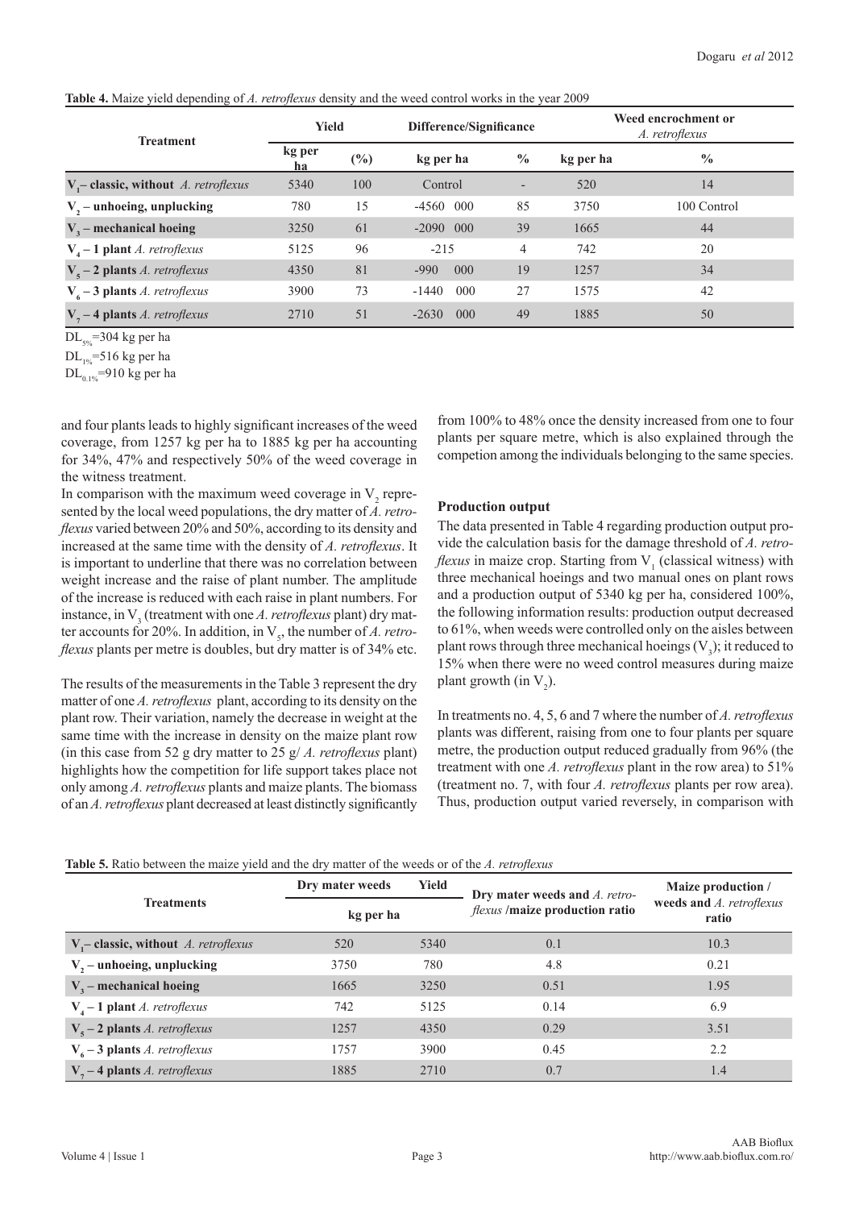**Table 4.** Maize yield depending of *A. retroflexus* density and the weed control works in the year 2009

| Treatment | Yield | | Difference/Significance | | Weed encrochment or *A. retroflexus* | |
|---|---|---|---|---|---|---|
| | kg per ha | (%) | kg per ha | % | kg per ha | % |
| $V_1$– classic, without *A. retroflexus* | 5340 | 100 | Control | - | 520 | 14 |
| $V_2$ – unhoeing, unplucking | 780 | 15 | -4560 000 | 85 | 3750 | 100 Control |
| $V_3$ – mechanical hoeing | 3250 | 61 | -2090 000 | 39 | 1665 | 44 |
| $V_4$ – 1 plant *A. retroflexus* | 5125 | 96 | -215 | 4 | 742 | 20 |
| $V_5$ – 2 plants *A. retroflexus* | 4350 | 81 | -990 000 | 19 | 1257 | 34 |
| $V_6$ – 3 plants *A. retroflexus* | 3900 | 73 | -1440 000 | 27 | 1575 | 42 |
| $V_7$ – 4 plants *A. retroflexus* | 2710 | 51 | -2630 000 | 49 | 1885 | 50 |

$DL_{5\%}$=304 kg per ha

$DL_{1\%}$=516 kg per ha

$DL_{0.1\%}$=910 kg per ha

and four plants leads to highly significant increases of the weed coverage, from 1257 kg per ha to 1885 kg per ha accounting for 34%, 47% and respectively 50% of the weed coverage in the witness treatment.

In comparison with the maximum weed coverage in $V_2$ represented by the local weed populations, the dry matter of *A. retroflexus* varied between 20% and 50%, according to its density and increased at the same time with the density of *A. retroflexus*. It is important to underline that there was no correlation between weight increase and the raise of plant number. The amplitude of the increase is reduced with each raise in plant numbers. For instance, in $V_3$ (treatment with one *A. retroflexus* plant) dry matter accounts for 20%. In addition, in $V_5$, the number of *A. retroflexus* plants per metre is doubles, but dry matter is of 34% etc.

The results of the measurements in the Table 3 represent the dry matter of one *A. retroflexus* plant, according to its density on the plant row. Their variation, namely the decrease in weight at the same time with the increase in density on the maize plant row (in this case from 52 g dry matter to 25 g/ *A. retroflexus* plant) highlights how the competition for life support takes place not only among *A. retroflexus* plants and maize plants. The biomass of an *A. retroflexus* plant decreased at least distinctly significantly from 100% to 48% once the density increased from one to four plants per square metre, which is also explained through the competion among the individuals belonging to the same species.

## Production output

The data presented in Table 4 regarding production output provide the calculation basis for the damage threshold of *A. retroflexus* in maize crop. Starting from $V_1$ (classical witness) with three mechanical hoeings and two manual ones on plant rows and a production output of 5340 kg per ha, considered 100%, the following information results: production output decreased to 61%, when weeds were controlled only on the aisles between plant rows through three mechanical hoeings ($V_3$); it reduced to 15% when there were no weed control measures during maize plant growth (in $V_2$).

In treatments no. 4, 5, 6 and 7 where the number of *A. retroflexus* plants was different, raising from one to four plants per square metre, the production output reduced gradually from 96% (the treatment with one *A. retroflexus* plant in the row area) to 51% (treatment no. 7, with four *A. retroflexus* plants per row area). Thus, production output varied reversely, in comparison with

**Table 5.** Ratio between the maize yield and the dry matter of the weeds or of the *A. retroflexus*

| Treatments | Dry mater weeds | Yield | Dry mater weeds and *A. retroflexus* /maize production ratio | Maize production / weeds and *A. retroflexus* ratio |
|---|---|---|---|---|
| | kg per ha | | | |
| $V_1$– classic, without *A. retroflexus* | 520 | 5340 | 0.1 | 10.3 |
| $V_2$ – unhoeing, unplucking | 3750 | 780 | 4.8 | 0.21 |
| $V_3$ – mechanical hoeing | 1665 | 3250 | 0.51 | 1.95 |
| $V_4$ – 1 plant *A. retroflexus* | 742 | 5125 | 0.14 | 6.9 |
| $V_5$ – 2 plants *A. retroflexus* | 1257 | 4350 | 0.29 | 3.51 |
| $V_6$ – 3 plants *A. retroflexus* | 1757 | 3900 | 0.45 | 2.2 |
| $V_7$ – 4 plants *A. retroflexus* | 1885 | 2710 | 0.7 | 1.4 |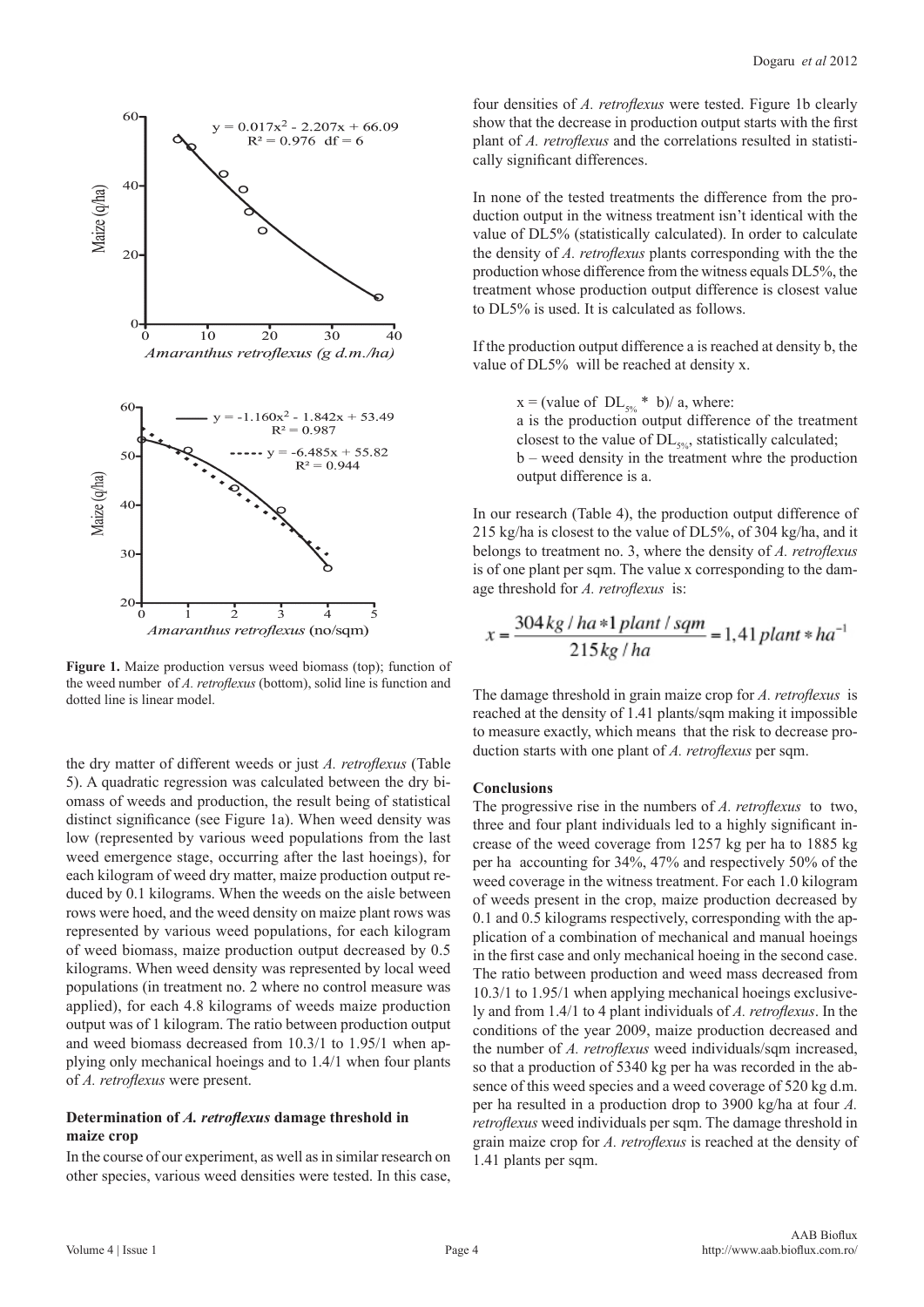**Figure 1.** Maize production versus weed biomass (top); function of the weed number of *A. retroflexus* (bottom), solid line is function and dotted line is linear model.

the dry matter of different weeds or just *A. retroflexus* (Table 5). A quadratic regression was calculated between the dry biomass of weeds and production, the result being of statistical distinct significance (see Figure 1a). When weed density was low (represented by various weed populations from the last weed emergence stage, occurring after the last hoeings), for each kilogram of weed dry matter, maize production output reduced by 0.1 kilograms. When the weeds on the aisle between rows were hoed, and the weed density on maize plant rows was represented by various weed populations, for each kilogram of weed biomass, maize production output decreased by 0.5 kilograms. When weed density was represented by local weed populations (in treatment no. 2 where no control measure was applied), for each 4.8 kilograms of weeds maize production output was of 1 kilogram. The ratio between production output and weed biomass decreased from 10.3/1 to 1.95/1 when applying only mechanical hoeings and to 1.4/1 when four plants of *A. retroflexus* were present.

### Determination of *A. retroflexus* damage threshold in maize crop

In the course of our experiment, as well as in similar research on other species, various weed densities were tested. In this case, four densities of *A. retroflexus* were tested. Figure 1b clearly show that the decrease in production output starts with the first plant of *A. retroflexus* and the correlations resulted in statistically significant differences.

In none of the tested treatments the difference from the production output in the witness treatment isn't identical with the value of DL5% (statistically calculated). In order to calculate the density of *A. retroflexus* plants corresponding with the the production whose difference from the witness equals DL5%, the treatment whose production output difference is closest value to DL5% is used. It is calculated as follows.

If the production output difference a is reached at density b, the value of DL5% will be reached at density x.

> x = (value of $DL_{5\%}$ * b)/ a, where:
> a is the production output difference of the treatment closest to the value of $DL_{5\%}$, statistically calculated;
> b – weed density in the treatment whre the production output difference is a.

In our research (Table 4), the production output difference of 215 kg/ha is closest to the value of DL5%, of 304 kg/ha, and it belongs to treatment no. 3, where the density of *A. retroflexus* is of one plant per sqm. The value x corresponding to the damage threshold for *A. retroflexus* is:

$$x = \frac{304\,kg/ha * 1\,plant/sqm}{215\,kg/ha} = 1{,}41\,plant * ha^{-1}$$

The damage threshold in grain maize crop for *A. retroflexus* is reached at the density of 1.41 plants/sqm making it impossible to measure exactly, which means that the risk to decrease production starts with one plant of *A. retroflexus* per sqm.

### Conclusions

The progressive rise in the numbers of *A. retroflexus* to two, three and four plant individuals led to a highly significant increase of the weed coverage from 1257 kg per ha to 1885 kg per ha accounting for 34%, 47% and respectively 50% of the weed coverage in the witness treatment. For each 1.0 kilogram of weeds present in the crop, maize production decreased by 0.1 and 0.5 kilograms respectively, corresponding with the application of a combination of mechanical and manual hoeings in the first case and only mechanical hoeing in the second case. The ratio between production and weed mass decreased from 10.3/1 to 1.95/1 when applying mechanical hoeings exclusively and from 1.4/1 to 4 plant individuals of *A. retroflexus*. In the conditions of the year 2009, maize production decreased and the number of *A. retroflexus* weed individuals/sqm increased, so that a production of 5340 kg per ha was recorded in the absence of this weed species and a weed coverage of 520 kg d.m. per ha resulted in a production drop to 3900 kg/ha at four *A. retroflexus* weed individuals per sqm. The damage threshold in grain maize crop for *A. retroflexus* is reached at the density of 1.41 plants per sqm.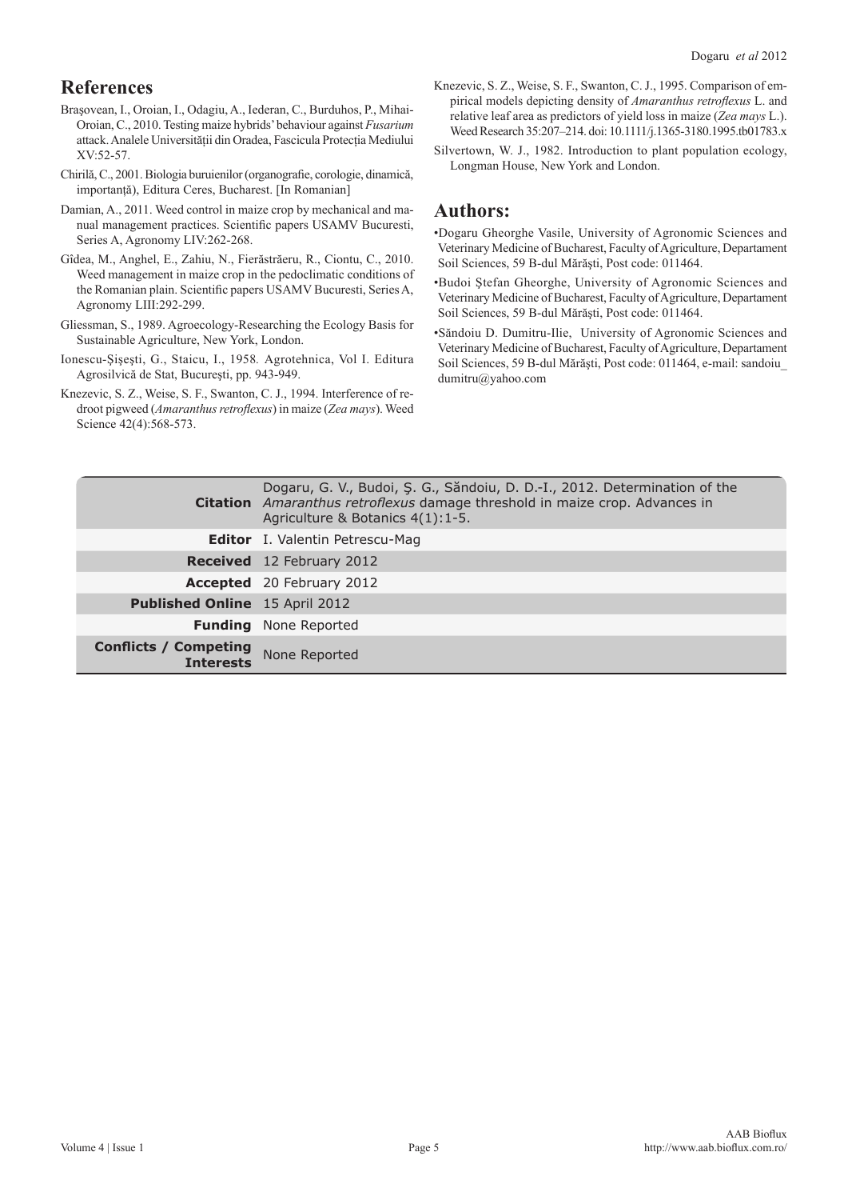## References

Braşovean, I., Oroian, I., Odagiu, A., Iederan, C., Burduhos, P., Mihai-Oroian, C., 2010. Testing maize hybrids' behaviour against *Fusarium* attack. Analele Universității din Oradea, Fascicula Protecția Mediului XV:52-57.

Chirilă, C., 2001. Biologia buruienilor (organografie, corologie, dinamică, importanţă), Editura Ceres, Bucharest. [In Romanian]

Damian, A., 2011. Weed control in maize crop by mechanical and manual management practices. Scientific papers USAMV Bucuresti, Series A, Agronomy LIV:262-268.

Gîdea, M., Anghel, E., Zahiu, N., Fierăstrăeru, R., Ciontu, C., 2010. Weed management in maize crop in the pedoclimatic conditions of the Romanian plain. Scientific papers USAMV Bucuresti, Series A, Agronomy LIII:292-299.

Gliessman, S., 1989. Agroecology-Researching the Ecology Basis for Sustainable Agriculture, New York, London.

Ionescu-Şişeşti, G., Staicu, I., 1958. Agrotehnica, Vol I. Editura Agrosilvică de Stat, Bucureşti, pp. 943-949.

Knezevic, S. Z., Weise, S. F., Swanton, C. J., 1994. Interference of redroot pigweed (*Amaranthus retroflexus*) in maize (*Zea mays*). Weed Science 42(4):568-573.

Knezevic, S. Z., Weise, S. F., Swanton, C. J., 1995. Comparison of empirical models depicting density of *Amaranthus retroflexus* L. and relative leaf area as predictors of yield loss in maize (*Zea mays* L.). Weed Research 35:207–214. doi: 10.1111/j.1365-3180.1995.tb01783.x

Silvertown, W. J., 1982. Introduction to plant population ecology, Longman House, New York and London.

## Authors:

- Dogaru Gheorghe Vasile, University of Agronomic Sciences and Veterinary Medicine of Bucharest, Faculty of Agriculture, Departament Soil Sciences, 59 B-dul Mărăşti, Post code: 011464.
- Budoi Ştefan Gheorghe, University of Agronomic Sciences and Veterinary Medicine of Bucharest, Faculty of Agriculture, Departament Soil Sciences, 59 B-dul Mărăşti, Post code: 011464.
- Săndoiu D. Dumitru-Ilie, University of Agronomic Sciences and Veterinary Medicine of Bucharest, Faculty of Agriculture, Departament Soil Sciences, 59 B-dul Mărăşti, Post code: 011464, e-mail: sandoiu_dumitru@yahoo.com

| | |
|---|---|
| **Citation** | Dogaru, G. V., Budoi, Ş. G., Săndoiu, D. D.-I., 2012. Determination of the *Amaranthus retroflexus* damage threshold in maize crop. Advances in Agriculture & Botanics 4(1):1-5. |
| **Editor** | I. Valentin Petrescu-Mag |
| **Received** | 12 February 2012 |
| **Accepted** | 20 February 2012 |
| **Published Online** | 15 April 2012 |
| **Funding** | None Reported |
| **Conflicts / Competing Interests** | None Reported |